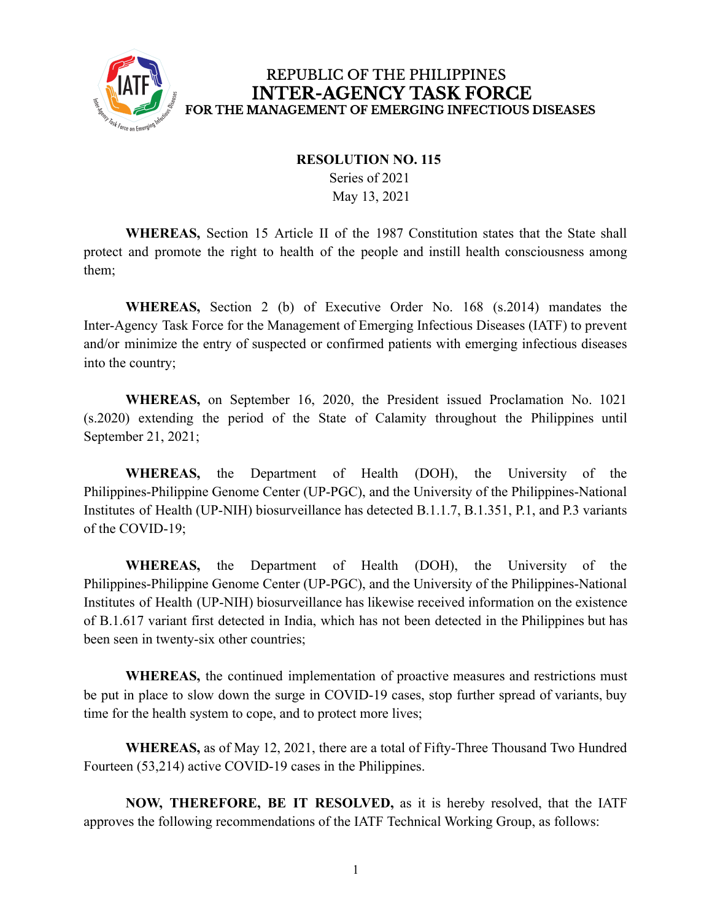REPUBLIC OF THE PHILIPPINES
# INTER-AGENCY TASK FORCE
FOR THE MANAGEMENT OF EMERGING INFECTIOUS DISEASES

**RESOLUTION NO. 115**
Series of 2021
May 13, 2021

**WHEREAS,** Section 15 Article II of the 1987 Constitution states that the State shall protect and promote the right to health of the people and instill health consciousness among them;

**WHEREAS,** Section 2 (b) of Executive Order No. 168 (s.2014) mandates the Inter-Agency Task Force for the Management of Emerging Infectious Diseases (IATF) to prevent and/or minimize the entry of suspected or confirmed patients with emerging infectious diseases into the country;

**WHEREAS,** on September 16, 2020, the President issued Proclamation No. 1021 (s.2020) extending the period of the State of Calamity throughout the Philippines until September 21, 2021;

**WHEREAS,** the Department of Health (DOH), the University of the Philippines-Philippine Genome Center (UP-PGC), and the University of the Philippines-National Institutes of Health (UP-NIH) biosurveillance has detected B.1.1.7, B.1.351, P.1, and P.3 variants of the COVID-19;

**WHEREAS,** the Department of Health (DOH), the University of the Philippines-Philippine Genome Center (UP-PGC), and the University of the Philippines-National Institutes of Health (UP-NIH) biosurveillance has likewise received information on the existence of B.1.617 variant first detected in India, which has not been detected in the Philippines but has been seen in twenty-six other countries;

**WHEREAS,** the continued implementation of proactive measures and restrictions must be put in place to slow down the surge in COVID-19 cases, stop further spread of variants, buy time for the health system to cope, and to protect more lives;

**WHEREAS,** as of May 12, 2021, there are a total of Fifty-Three Thousand Two Hundred Fourteen (53,214) active COVID-19 cases in the Philippines.

**NOW, THEREFORE, BE IT RESOLVED,** as it is hereby resolved, that the IATF approves the following recommendations of the IATF Technical Working Group, as follows: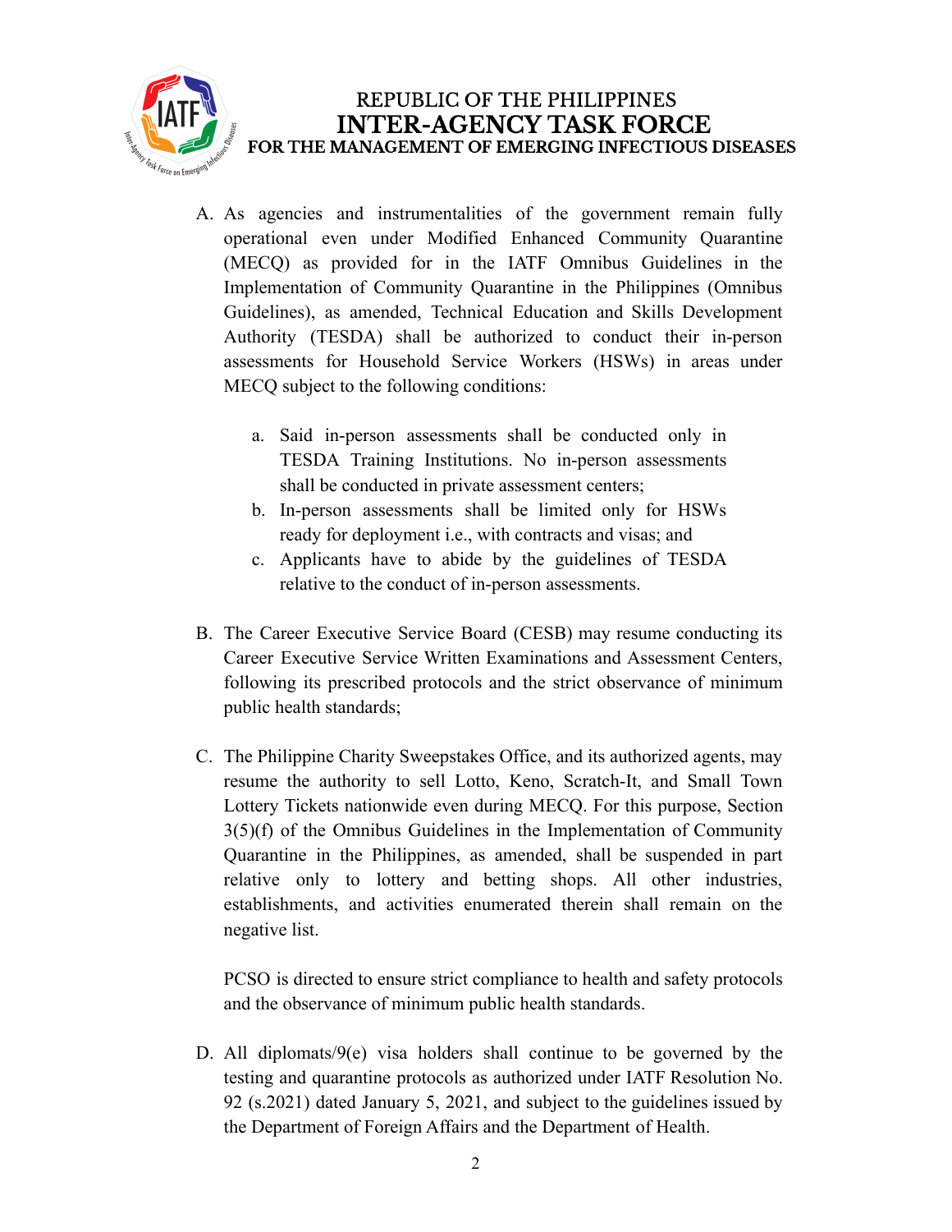A. As agencies and instrumentalities of the government remain fully operational even under Modified Enhanced Community Quarantine (MECQ) as provided for in the IATF Omnibus Guidelines in the Implementation of Community Quarantine in the Philippines (Omnibus Guidelines), as amended, Technical Education and Skills Development Authority (TESDA) shall be authorized to conduct their in-person assessments for Household Service Workers (HSWs) in areas under MECQ subject to the following conditions:

   a. Said in-person assessments shall be conducted only in TESDA Training Institutions. No in-person assessments shall be conducted in private assessment centers;
   b. In-person assessments shall be limited only for HSWs ready for deployment i.e., with contracts and visas; and
   c. Applicants have to abide by the guidelines of TESDA relative to the conduct of in-person assessments.

B. The Career Executive Service Board (CESB) may resume conducting its Career Executive Service Written Examinations and Assessment Centers, following its prescribed protocols and the strict observance of minimum public health standards;

C. The Philippine Charity Sweepstakes Office, and its authorized agents, may resume the authority to sell Lotto, Keno, Scratch-It, and Small Town Lottery Tickets nationwide even during MECQ. For this purpose, Section 3(5)(f) of the Omnibus Guidelines in the Implementation of Community Quarantine in the Philippines, as amended, shall be suspended in part relative only to lottery and betting shops. All other industries, establishments, and activities enumerated therein shall remain on the negative list.

   PCSO is directed to ensure strict compliance to health and safety protocols and the observance of minimum public health standards.

D. All diplomats/9(e) visa holders shall continue to be governed by the testing and quarantine protocols as authorized under IATF Resolution No. 92 (s.2021) dated January 5, 2021, and subject to the guidelines issued by the Department of Foreign Affairs and the Department of Health.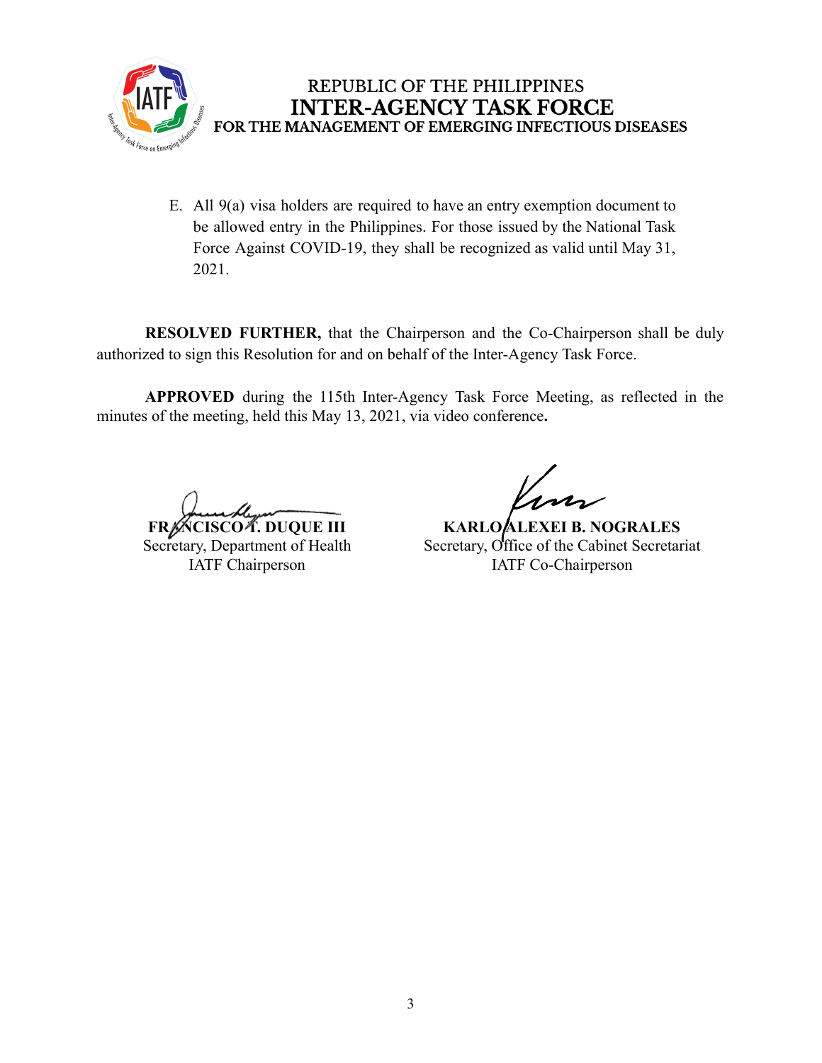E. All 9(a) visa holders are required to have an entry exemption document to be allowed entry in the Philippines. For those issued by the National Task Force Against COVID-19, they shall be recognized as valid until May 31, 2021.

**RESOLVED FURTHER,** that the Chairperson and the Co-Chairperson shall be duly authorized to sign this Resolution for and on behalf of the Inter-Agency Task Force.

**APPROVED** during the 115th Inter-Agency Task Force Meeting, as reflected in the minutes of the meeting, held this May 13, 2021, via video conference**.**

**FRANCISCO T. DUQUE III**
Secretary, Department of Health
IATF Chairperson

**KARLO ALEXEI B. NOGRALES**
Secretary, Office of the Cabinet Secretariat
IATF Co-Chairperson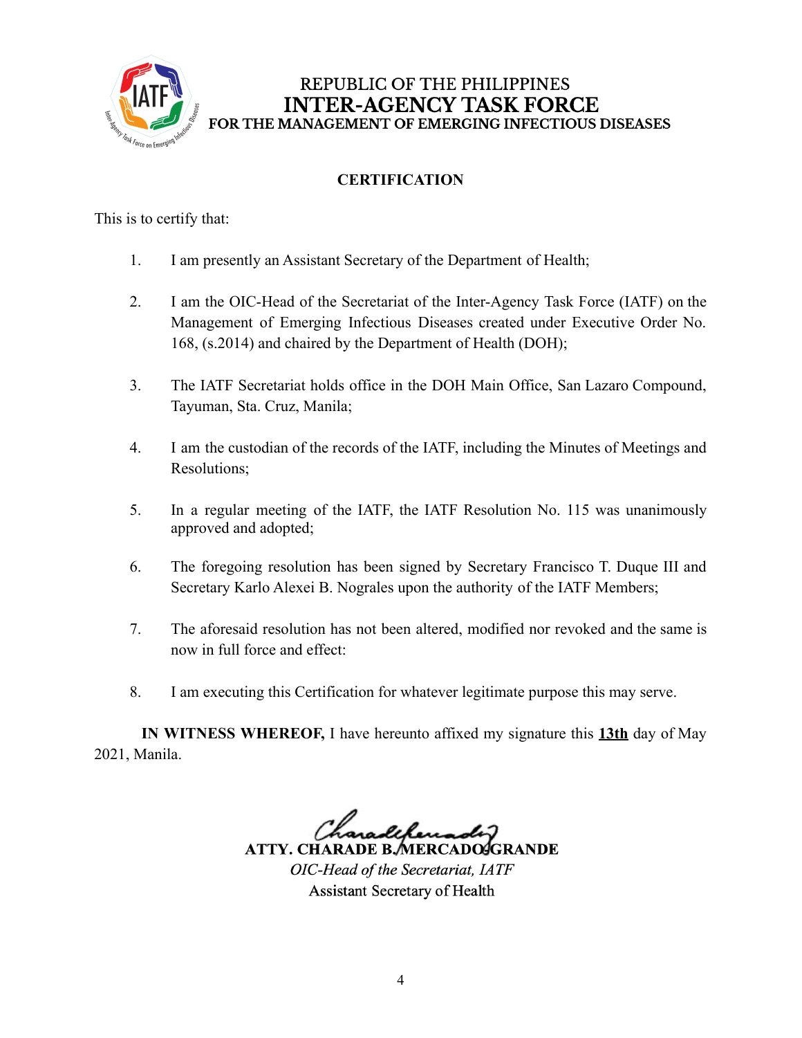REPUBLIC OF THE PHILIPPINES

**INTER-AGENCY TASK FORCE**

**FOR THE MANAGEMENT OF EMERGING INFECTIOUS DISEASES**

## CERTIFICATION

This is to certify that:

1. I am presently an Assistant Secretary of the Department of Health;

2. I am the OIC-Head of the Secretariat of the Inter-Agency Task Force (IATF) on the Management of Emerging Infectious Diseases created under Executive Order No. 168, (s.2014) and chaired by the Department of Health (DOH);

3. The IATF Secretariat holds office in the DOH Main Office, San Lazaro Compound, Tayuman, Sta. Cruz, Manila;

4. I am the custodian of the records of the IATF, including the Minutes of Meetings and Resolutions;

5. In a regular meeting of the IATF, the IATF Resolution No. 115 was unanimously approved and adopted;

6. The foregoing resolution has been signed by Secretary Francisco T. Duque III and Secretary Karlo Alexei B. Nograles upon the authority of the IATF Members;

7. The aforesaid resolution has not been altered, modified nor revoked and the same is now in full force and effect:

8. I am executing this Certification for whatever legitimate purpose this may serve.

**IN WITNESS WHEREOF,** I have hereunto affixed my signature this **13th** day of May 2021, Manila.

**ATTY. CHARADE B. MERCADO-GRANDE**

*OIC-Head of the Secretariat, IATF*

Assistant Secretary of Health